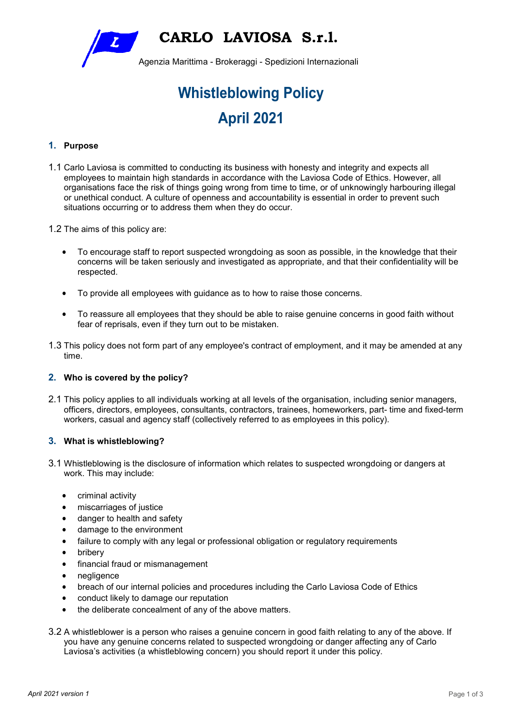# CARLO LAVIOSA S.r.l.

Agenzia Marittima - Brokeraggi - Spedizioni Internazionali

# Whistleblowing Policy

# April 2021

## 1. Purpose

1.1 Carlo Laviosa is committed to conducting its business with honesty and integrity and expects all employees to maintain high standards in accordance with the Laviosa Code of Ethics. However, all organisations face the risk of things going wrong from time to time, or of unknowingly harbouring illegal or unethical conduct. A culture of openness and accountability is essential in order to prevent such situations occurring or to address them when they do occur.

1.2 The aims of this policy are:

- To encourage staff to report suspected wrongdoing as soon as possible, in the knowledge that their concerns will be taken seriously and investigated as appropriate, and that their confidentiality will be respected.
- To provide all employees with guidance as to how to raise those concerns.
- To reassure all employees that they should be able to raise genuine concerns in good faith without fear of reprisals, even if they turn out to be mistaken.

1.3 This policy does not form part of any employee's contract of employment, and it may be amended at any time.

## 2. Who is covered by the policy?

2.1 This policy applies to all individuals working at all levels of the organisation, including senior managers, officers, directors, employees, consultants, contractors, trainees, homeworkers, part- time and fixed-term workers, casual and agency staff (collectively referred to as employees in this policy).

## 3. What is whistleblowing?

3.1 Whistleblowing is the disclosure of information which relates to suspected wrongdoing or dangers at work. This may include:

- criminal activity
- miscarriages of justice
- danger to health and safety
- damage to the environment
- failure to comply with any legal or professional obligation or regulatory requirements
- bribery
- financial fraud or mismanagement
- negligence
- breach of our internal policies and procedures including the Carlo Laviosa Code of Ethics
- conduct likely to damage our reputation
- the deliberate concealment of any of the above matters.

3.2 A whistleblower is a person who raises a genuine concern in good faith relating to any of the above. If you have any genuine concerns related to suspected wrongdoing or danger affecting any of Carlo Laviosa's activities (a whistleblowing concern) you should report it under this policy.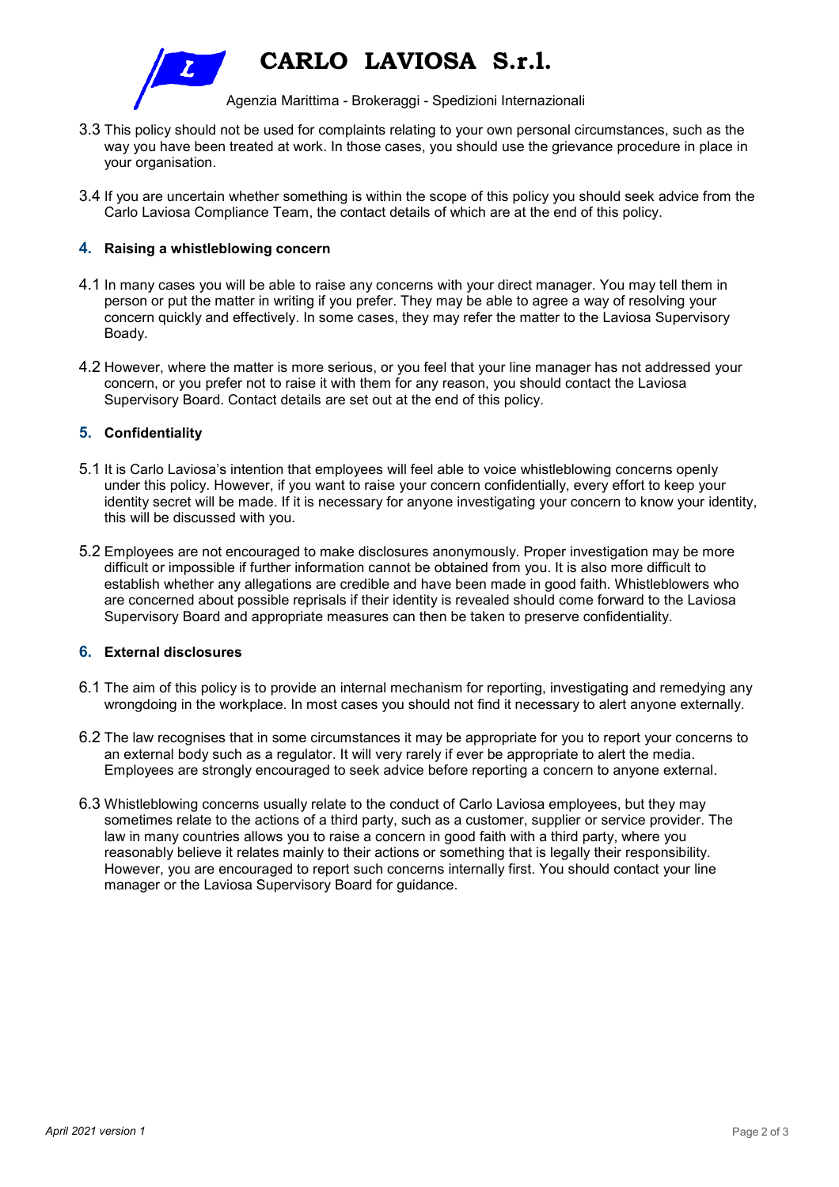3.3 This policy should not be used for complaints relating to your own personal circumstances, such as the way you have been treated at work. In those cases, you should use the grievance procedure in place in your organisation.

3.4 If you are uncertain whether something is within the scope of this policy you should seek advice from the Carlo Laviosa Compliance Team, the contact details of which are at the end of this policy.

## 4. Raising a whistleblowing concern

4.1 In many cases you will be able to raise any concerns with your direct manager. You may tell them in person or put the matter in writing if you prefer. They may be able to agree a way of resolving your concern quickly and effectively. In some cases, they may refer the matter to the Laviosa Supervisory Boady.

4.2 However, where the matter is more serious, or you feel that your line manager has not addressed your concern, or you prefer not to raise it with them for any reason, you should contact the Laviosa Supervisory Board. Contact details are set out at the end of this policy.

## 5. Confidentiality

5.1 It is Carlo Laviosa's intention that employees will feel able to voice whistleblowing concerns openly under this policy. However, if you want to raise your concern confidentially, every effort to keep your identity secret will be made. If it is necessary for anyone investigating your concern to know your identity, this will be discussed with you.

5.2 Employees are not encouraged to make disclosures anonymously. Proper investigation may be more difficult or impossible if further information cannot be obtained from you. It is also more difficult to establish whether any allegations are credible and have been made in good faith. Whistleblowers who are concerned about possible reprisals if their identity is revealed should come forward to the Laviosa Supervisory Board and appropriate measures can then be taken to preserve confidentiality.

## 6. External disclosures

6.1 The aim of this policy is to provide an internal mechanism for reporting, investigating and remedying any wrongdoing in the workplace. In most cases you should not find it necessary to alert anyone externally.

6.2 The law recognises that in some circumstances it may be appropriate for you to report your concerns to an external body such as a regulator. It will very rarely if ever be appropriate to alert the media. Employees are strongly encouraged to seek advice before reporting a concern to anyone external.

6.3 Whistleblowing concerns usually relate to the conduct of Carlo Laviosa employees, but they may sometimes relate to the actions of a third party, such as a customer, supplier or service provider. The law in many countries allows you to raise a concern in good faith with a third party, where you reasonably believe it relates mainly to their actions or something that is legally their responsibility. However, you are encouraged to report such concerns internally first. You should contact your line manager or the Laviosa Supervisory Board for guidance.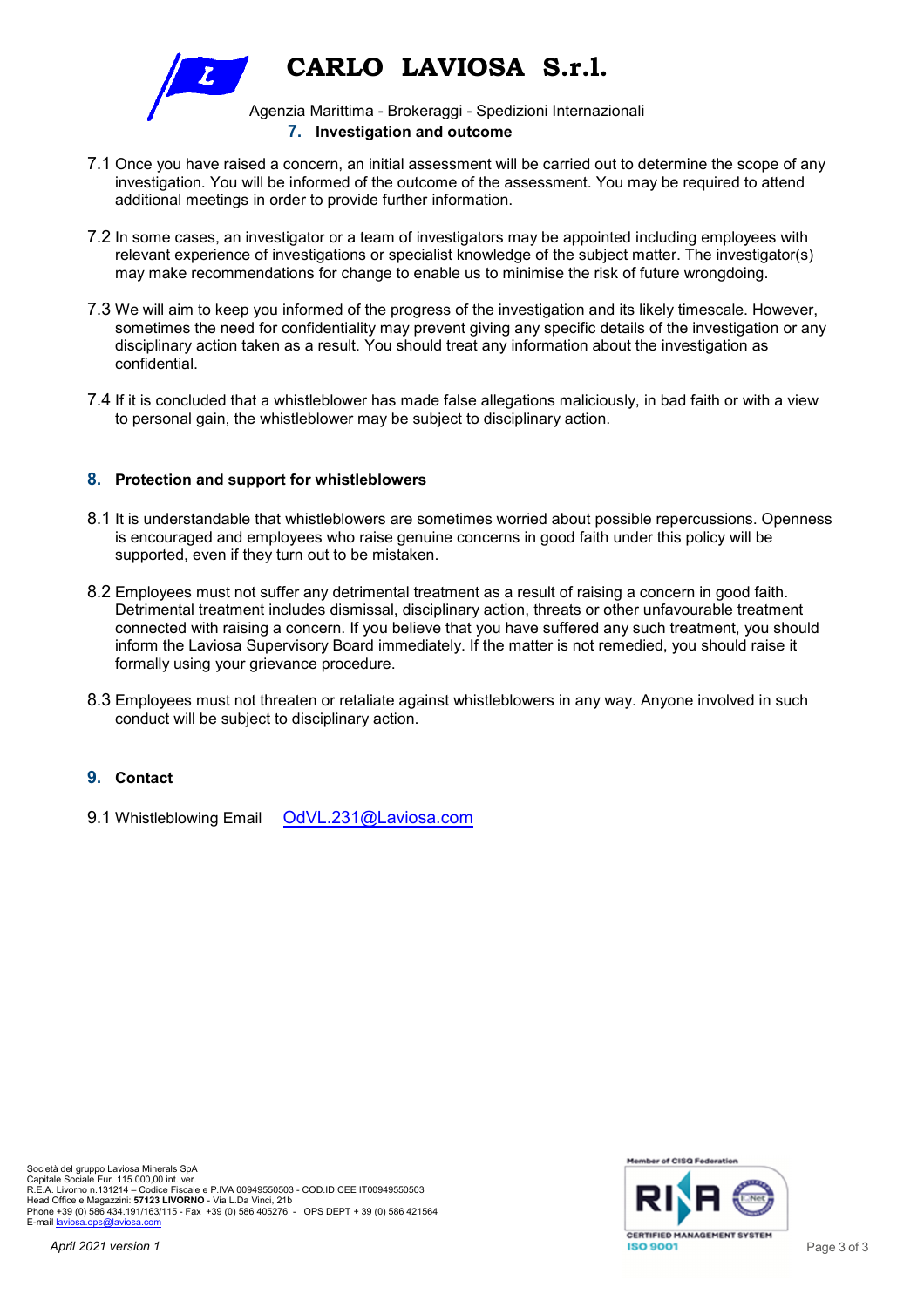## 7. Investigation and outcome

7.1 Once you have raised a concern, an initial assessment will be carried out to determine the scope of any investigation. You will be informed of the outcome of the assessment. You may be required to attend additional meetings in order to provide further information.

7.2 In some cases, an investigator or a team of investigators may be appointed including employees with relevant experience of investigations or specialist knowledge of the subject matter. The investigator(s) may make recommendations for change to enable us to minimise the risk of future wrongdoing.

7.3 We will aim to keep you informed of the progress of the investigation and its likely timescale. However, sometimes the need for confidentiality may prevent giving any specific details of the investigation or any disciplinary action taken as a result. You should treat any information about the investigation as confidential.

7.4 If it is concluded that a whistleblower has made false allegations maliciously, in bad faith or with a view to personal gain, the whistleblower may be subject to disciplinary action.

## 8. Protection and support for whistleblowers

8.1 It is understandable that whistleblowers are sometimes worried about possible repercussions. Openness is encouraged and employees who raise genuine concerns in good faith under this policy will be supported, even if they turn out to be mistaken.

8.2 Employees must not suffer any detrimental treatment as a result of raising a concern in good faith. Detrimental treatment includes dismissal, disciplinary action, threats or other unfavourable treatment connected with raising a concern. If you believe that you have suffered any such treatment, you should inform the Laviosa Supervisory Board immediately. If the matter is not remedied, you should raise it formally using your grievance procedure.

8.3 Employees must not threaten or retaliate against whistleblowers in any way. Anyone involved in such conduct will be subject to disciplinary action.

## 9. Contact

9.1 Whistleblowing Email OdVL.231@Laviosa.com